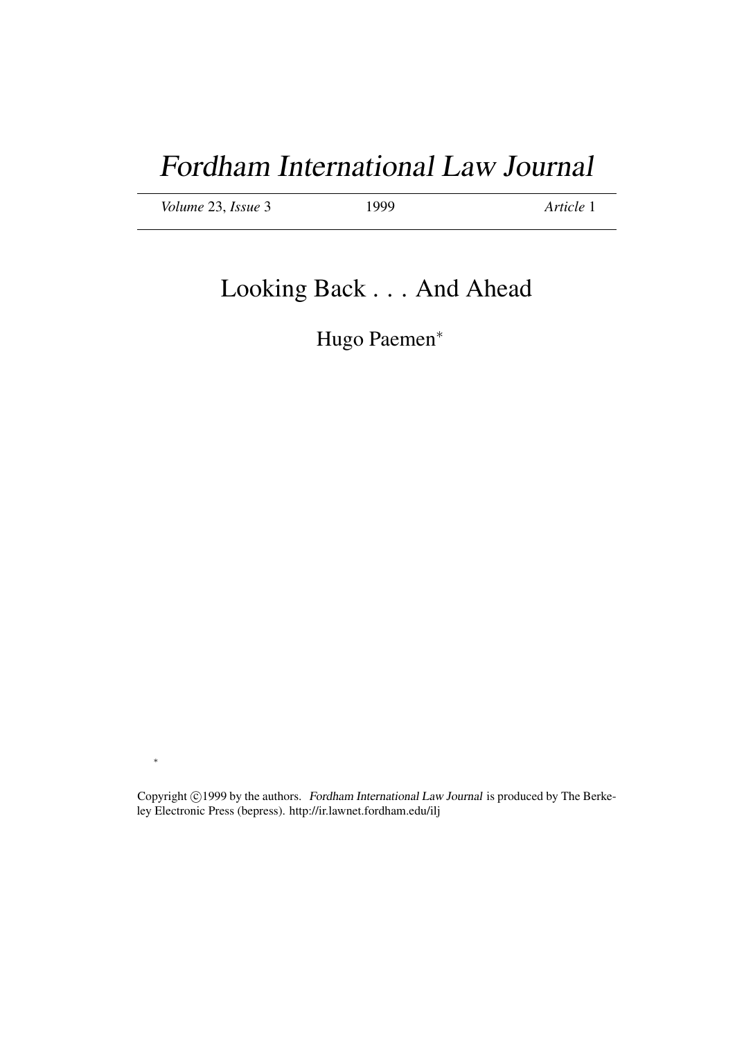# *Fordham International Law Journal*

*Volume* 23, *Issue* 3 &nbsp;&nbsp;&nbsp;&nbsp; 1999 &nbsp;&nbsp;&nbsp;&nbsp; *Article* 1

## Looking Back . . . And Ahead

Hugo Paemen*

*

Copyright ©1999 by the authors. *Fordham International Law Journal* is produced by The Berkeley Electronic Press (bepress). http://ir.lawnet.fordham.edu/ilj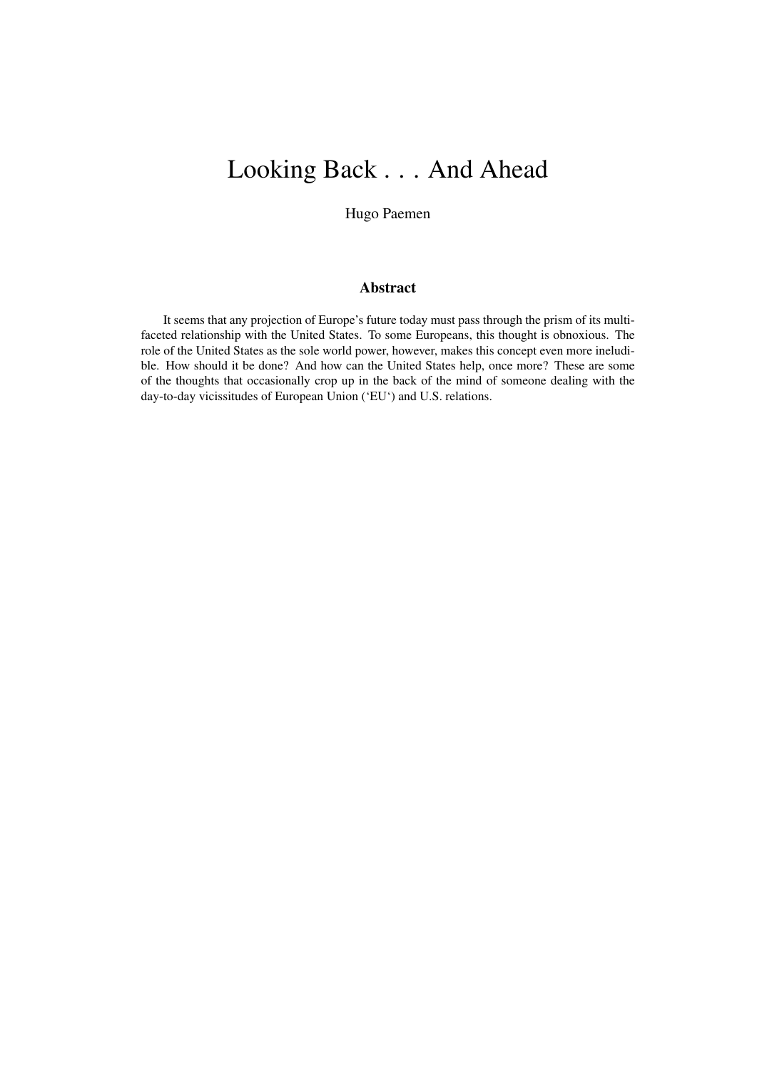# Looking Back . . . And Ahead

Hugo Paemen

## Abstract

It seems that any projection of Europe's future today must pass through the prism of its multi-faceted relationship with the United States. To some Europeans, this thought is obnoxious. The role of the United States as the sole world power, however, makes this concept even more ineludible. How should it be done? And how can the United States help, once more? These are some of the thoughts that occasionally crop up in the back of the mind of someone dealing with the day-to-day vicissitudes of European Union ('EU') and U.S. relations.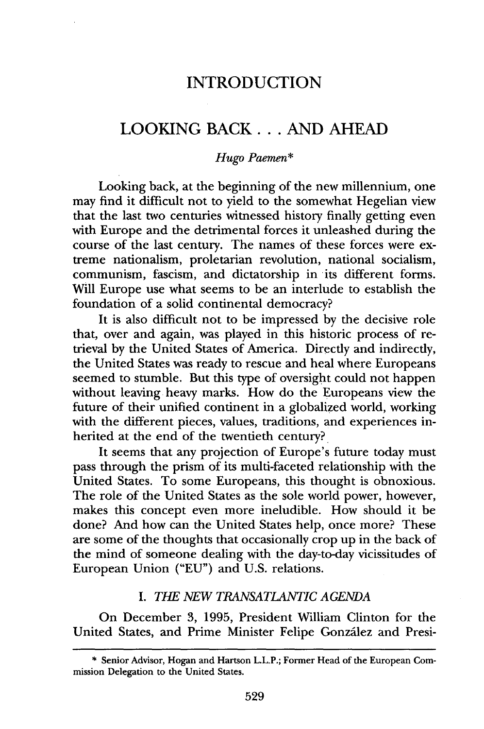# INTRODUCTION

# LOOKING BACK . . . AND AHEAD

*Hugo Paemen**

Looking back, at the beginning of the new millennium, one may find it difficult not to yield to the somewhat Hegelian view that the last two centuries witnessed history finally getting even with Europe and the detrimental forces it unleashed during the course of the last century. The names of these forces were extreme nationalism, proletarian revolution, national socialism, communism, fascism, and dictatorship in its different forms. Will Europe use what seems to be an interlude to establish the foundation of a solid continental democracy?

It is also difficult not to be impressed by the decisive role that, over and again, was played in this historic process of retrieval by the United States of America. Directly and indirectly, the United States was ready to rescue and heal where Europeans seemed to stumble. But this type of oversight could not happen without leaving heavy marks. How do the Europeans view the future of their unified continent in a globalized world, working with the different pieces, values, traditions, and experiences inherited at the end of the twentieth century?

It seems that any projection of Europe's future today must pass through the prism of its multi-faceted relationship with the United States. To some Europeans, this thought is obnoxious. The role of the United States as the sole world power, however, makes this concept even more ineludible. How should it be done? And how can the United States help, once more? These are some of the thoughts that occasionally crop up in the back of the mind of someone dealing with the day-to-day vicissitudes of European Union ("EU") and U.S. relations.

## I. *THE NEW TRANSATLANTIC AGENDA*

On December 3, 1995, President William Clinton for the United States, and Prime Minister Felipe González and Presi-

---

* Senior Advisor, Hogan and Hartson L.L.P.; Former Head of the European Commission Delegation to the United States.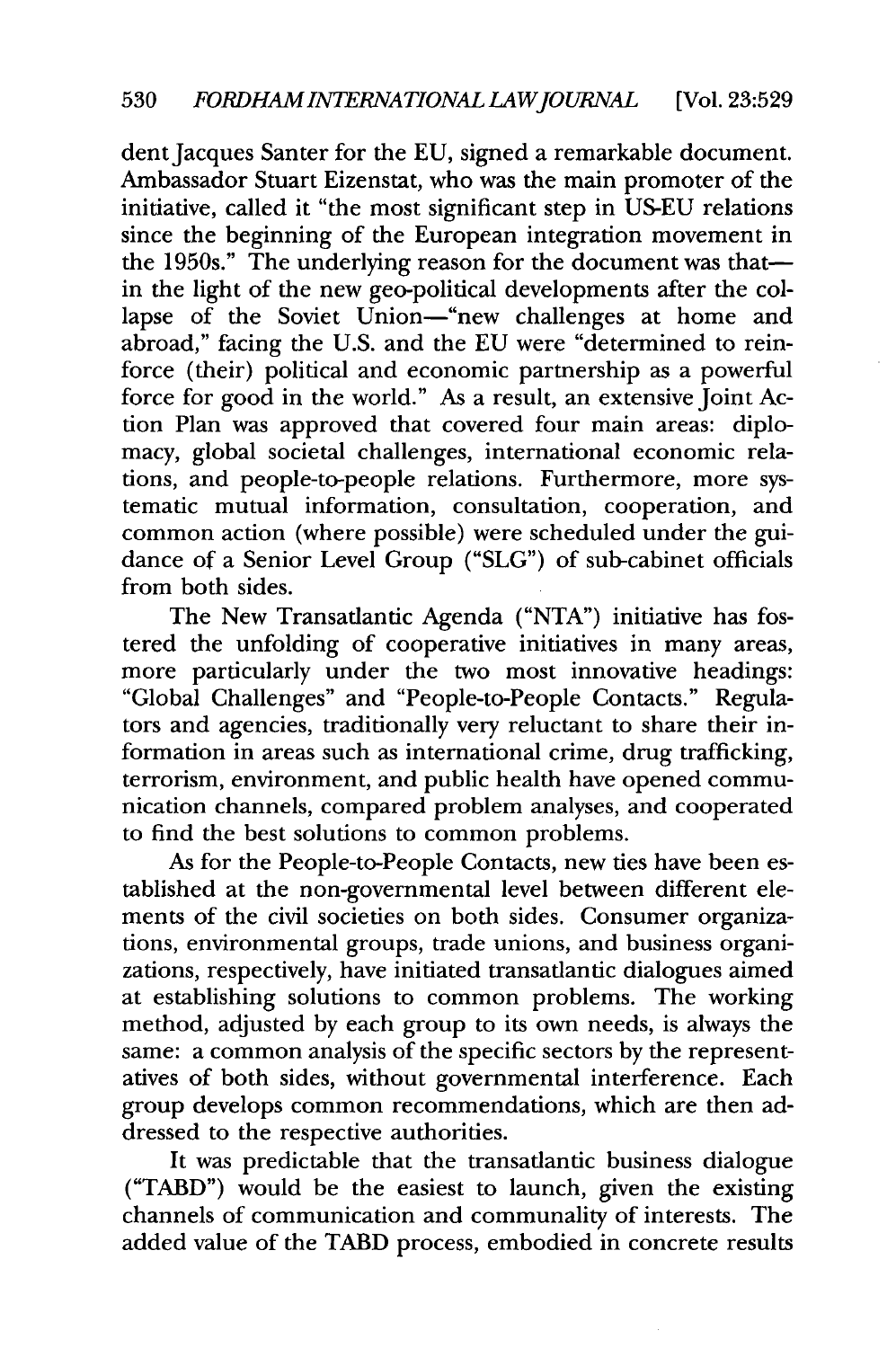dent Jacques Santer for the EU, signed a remarkable document. Ambassador Stuart Eizenstat, who was the main promoter of the initiative, called it "the most significant step in US-EU relations since the beginning of the European integration movement in the 1950s." The underlying reason for the document was that—in the light of the new geo-political developments after the collapse of the Soviet Union—"new challenges at home and abroad," facing the U.S. and the EU were "determined to reinforce (their) political and economic partnership as a powerful force for good in the world." As a result, an extensive Joint Action Plan was approved that covered four main areas: diplomacy, global societal challenges, international economic relations, and people-to-people relations. Furthermore, more systematic mutual information, consultation, cooperation, and common action (where possible) were scheduled under the guidance of a Senior Level Group ("SLG") of sub-cabinet officials from both sides.

The New Transatlantic Agenda ("NTA") initiative has fostered the unfolding of cooperative initiatives in many areas, more particularly under the two most innovative headings: "Global Challenges" and "People-to-People Contacts." Regulators and agencies, traditionally very reluctant to share their information in areas such as international crime, drug trafficking, terrorism, environment, and public health have opened communication channels, compared problem analyses, and cooperated to find the best solutions to common problems.

As for the People-to-People Contacts, new ties have been established at the non-governmental level between different elements of the civil societies on both sides. Consumer organizations, environmental groups, trade unions, and business organizations, respectively, have initiated transatlantic dialogues aimed at establishing solutions to common problems. The working method, adjusted by each group to its own needs, is always the same: a common analysis of the specific sectors by the representatives of both sides, without governmental interference. Each group develops common recommendations, which are then addressed to the respective authorities.

It was predictable that the transatlantic business dialogue ("TABD") would be the easiest to launch, given the existing channels of communication and communality of interests. The added value of the TABD process, embodied in concrete results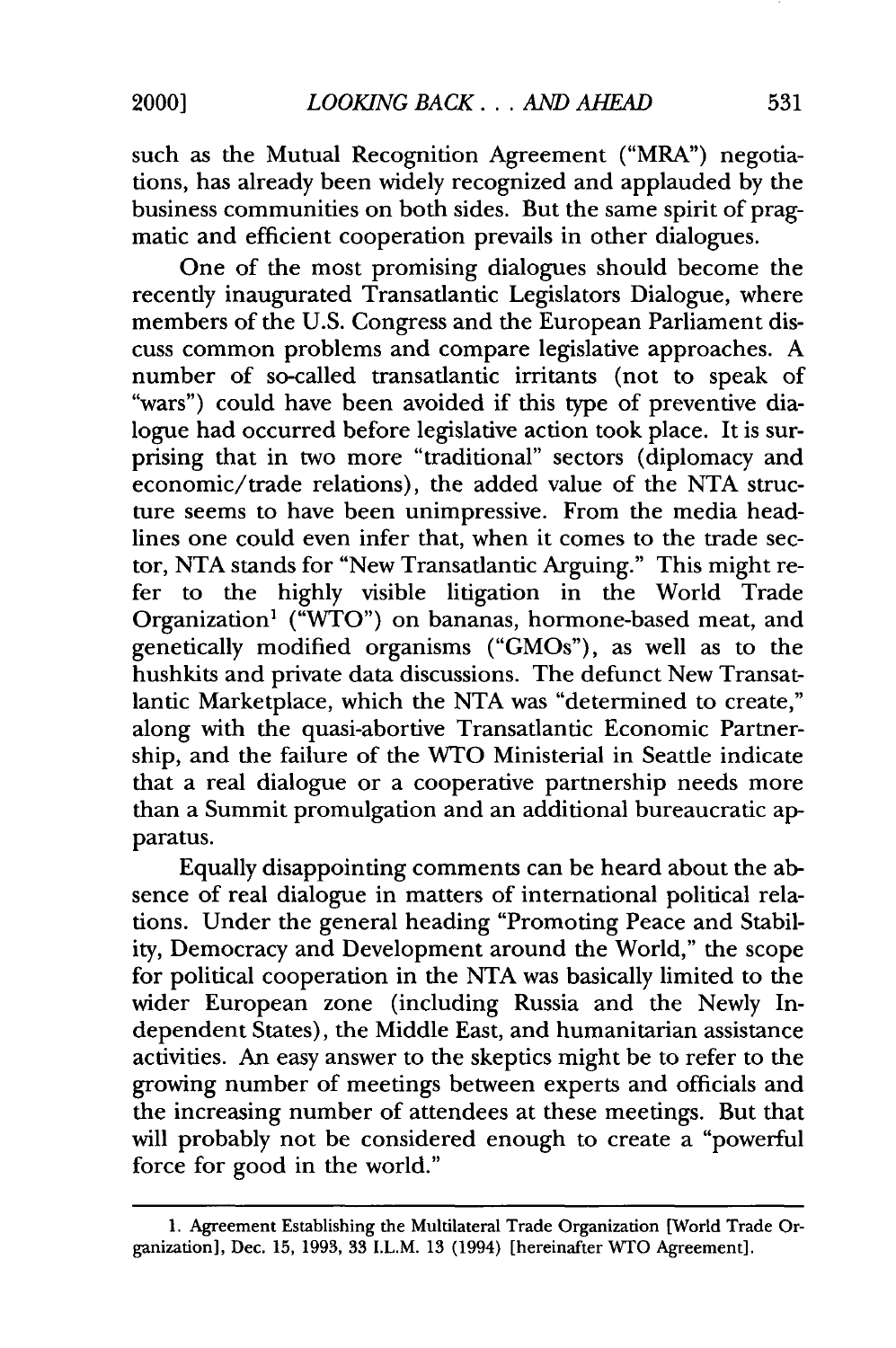such as the Mutual Recognition Agreement ("MRA") negotiations, has already been widely recognized and applauded by the business communities on both sides. But the same spirit of pragmatic and efficient cooperation prevails in other dialogues.

One of the most promising dialogues should become the recently inaugurated Transatlantic Legislators Dialogue, where members of the U.S. Congress and the European Parliament discuss common problems and compare legislative approaches. A number of so-called transatlantic irritants (not to speak of "wars") could have been avoided if this type of preventive dialogue had occurred before legislative action took place. It is surprising that in two more "traditional" sectors (diplomacy and economic/trade relations), the added value of the NTA structure seems to have been unimpressive. From the media headlines one could even infer that, when it comes to the trade sector, NTA stands for "New Transatlantic Arguing." This might refer to the highly visible litigation in the World Trade Organization[1] ("WTO") on bananas, hormone-based meat, and genetically modified organisms ("GMOs"), as well as to the hushkits and private data discussions. The defunct New Transatlantic Marketplace, which the NTA was "determined to create," along with the quasi-abortive Transatlantic Economic Partnership, and the failure of the WTO Ministerial in Seattle indicate that a real dialogue or a cooperative partnership needs more than a Summit promulgation and an additional bureaucratic apparatus.

Equally disappointing comments can be heard about the absence of real dialogue in matters of international political relations. Under the general heading "Promoting Peace and Stability, Democracy and Development around the World," the scope for political cooperation in the NTA was basically limited to the wider European zone (including Russia and the Newly Independent States), the Middle East, and humanitarian assistance activities. An easy answer to the skeptics might be to refer to the growing number of meetings between experts and officials and the increasing number of attendees at these meetings. But that will probably not be considered enough to create a "powerful force for good in the world."

---

1. Agreement Establishing the Multilateral Trade Organization [World Trade Organization], Dec. 15, 1993, 33 I.L.M. 13 (1994) [hereinafter WTO Agreement].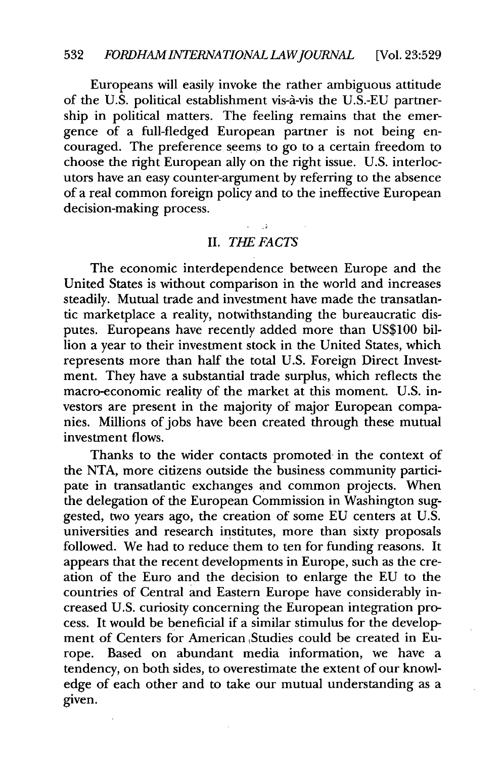Europeans will easily invoke the rather ambiguous attitude of the U.S. political establishment vis-à-vis the U.S.-EU partnership in political matters. The feeling remains that the emergence of a full-fledged European partner is not being encouraged. The preference seems to go to a certain freedom to choose the right European ally on the right issue. U.S. interlocutors have an easy counter-argument by referring to the absence of a real common foreign policy and to the ineffective European decision-making process.

## II. *THE FACTS*

The economic interdependence between Europe and the United States is without comparison in the world and increases steadily. Mutual trade and investment have made the transatlantic marketplace a reality, notwithstanding the bureaucratic disputes. Europeans have recently added more than US$100 billion a year to their investment stock in the United States, which represents more than half the total U.S. Foreign Direct Investment. They have a substantial trade surplus, which reflects the macro-economic reality of the market at this moment. U.S. investors are present in the majority of major European companies. Millions of jobs have been created through these mutual investment flows.

Thanks to the wider contacts promoted in the context of the NTA, more citizens outside the business community participate in transatlantic exchanges and common projects. When the delegation of the European Commission in Washington suggested, two years ago, the creation of some EU centers at U.S. universities and research institutes, more than sixty proposals followed. We had to reduce them to ten for funding reasons. It appears that the recent developments in Europe, such as the creation of the Euro and the decision to enlarge the EU to the countries of Central and Eastern Europe have considerably increased U.S. curiosity concerning the European integration process. It would be beneficial if a similar stimulus for the development of Centers for American Studies could be created in Europe. Based on abundant media information, we have a tendency, on both sides, to overestimate the extent of our knowledge of each other and to take our mutual understanding as a given.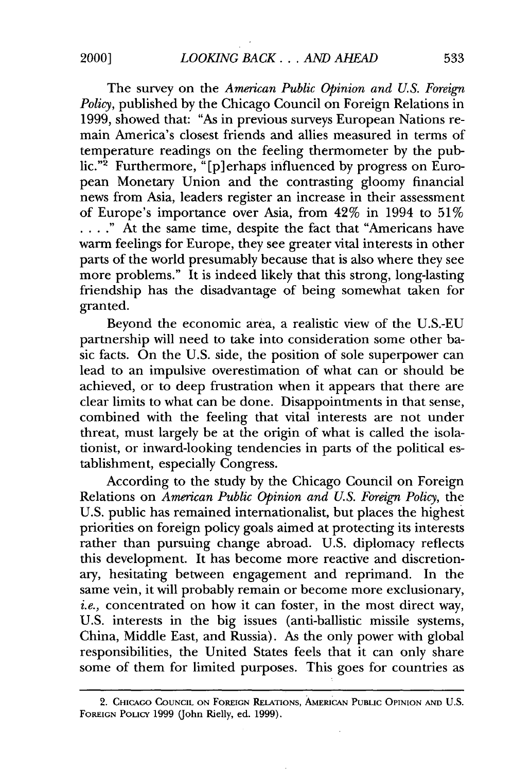The survey on the *American Public Opinion and U.S. Foreign Policy*, published by the Chicago Council on Foreign Relations in 1999, showed that: "As in previous surveys European Nations remain America's closest friends and allies measured in terms of temperature readings on the feeling thermometer by the public."[2] Furthermore, "[p]erhaps influenced by progress on European Monetary Union and the contrasting gloomy financial news from Asia, leaders register an increase in their assessment of Europe's importance over Asia, from 42% in 1994 to 51% . . . ." At the same time, despite the fact that "Americans have warm feelings for Europe, they see greater vital interests in other parts of the world presumably because that is also where they see more problems." It is indeed likely that this strong, long-lasting friendship has the disadvantage of being somewhat taken for granted.

Beyond the economic area, a realistic view of the U.S.-EU partnership will need to take into consideration some other basic facts. On the U.S. side, the position of sole superpower can lead to an impulsive overestimation of what can or should be achieved, or to deep frustration when it appears that there are clear limits to what can be done. Disappointments in that sense, combined with the feeling that vital interests are not under threat, must largely be at the origin of what is called the isolationist, or inward-looking tendencies in parts of the political establishment, especially Congress.

According to the study by the Chicago Council on Foreign Relations on *American Public Opinion and U.S. Foreign Policy*, the U.S. public has remained internationalist, but places the highest priorities on foreign policy goals aimed at protecting its interests rather than pursuing change abroad. U.S. diplomacy reflects this development. It has become more reactive and discretionary, hesitating between engagement and reprimand. In the same vein, it will probably remain or become more exclusionary, *i.e.*, concentrated on how it can foster, in the most direct way, U.S. interests in the big issues (anti-ballistic missile systems, China, Middle East, and Russia). As the only power with global responsibilities, the United States feels that it can only share some of them for limited purposes. This goes for countries as

---

2. Chicago Council on Foreign Relations, American Public Opinion and U.S. Foreign Policy 1999 (John Rielly, ed. 1999).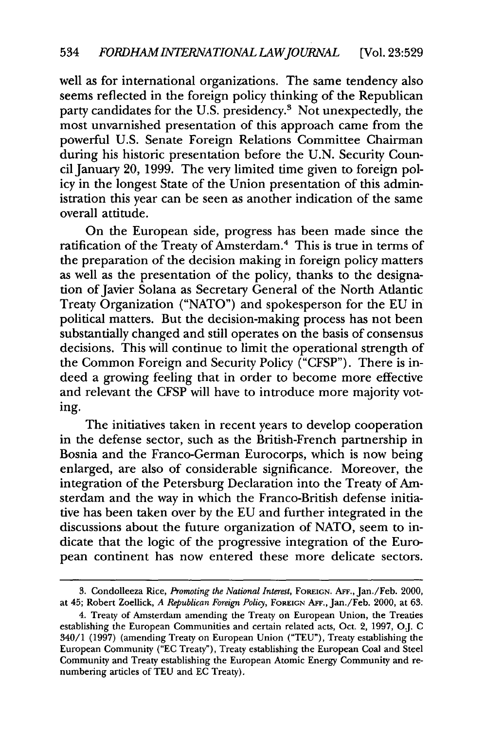well as for international organizations. The same tendency also seems reflected in the foreign policy thinking of the Republican party candidates for the U.S. presidency.[3] Not unexpectedly, the most unvarnished presentation of this approach came from the powerful U.S. Senate Foreign Relations Committee Chairman during his historic presentation before the U.N. Security Council January 20, 1999. The very limited time given to foreign policy in the longest State of the Union presentation of this administration this year can be seen as another indication of the same overall attitude.

On the European side, progress has been made since the ratification of the Treaty of Amsterdam.[4] This is true in terms of the preparation of the decision making in foreign policy matters as well as the presentation of the policy, thanks to the designation of Javier Solana as Secretary General of the North Atlantic Treaty Organization ("NATO") and spokesperson for the EU in political matters. But the decision-making process has not been substantially changed and still operates on the basis of consensus decisions. This will continue to limit the operational strength of the Common Foreign and Security Policy ("CFSP"). There is indeed a growing feeling that in order to become more effective and relevant the CFSP will have to introduce more majority voting.

The initiatives taken in recent years to develop cooperation in the defense sector, such as the British-French partnership in Bosnia and the Franco-German Eurocorps, which is now being enlarged, are also of considerable significance. Moreover, the integration of the Petersburg Declaration into the Treaty of Amsterdam and the way in which the Franco-British defense initiative has been taken over by the EU and further integrated in the discussions about the future organization of NATO, seem to indicate that the logic of the progressive integration of the European continent has now entered these more delicate sectors.

---

3. Condolleeza Rice, *Promoting the National Interest*, FOREIGN. AFF., Jan./Feb. 2000, at 45; Robert Zoellick, *A Republican Foreign Policy*, FOREIGN AFF., Jan./Feb. 2000, at 63.

4. Treaty of Amsterdam amending the Treaty on European Union, the Treaties establishing the European Communities and certain related acts, Oct. 2, 1997, O.J. C 340/1 (1997) (amending Treaty on European Union ("TEU"), Treaty establishing the European Community ("EC Treaty"), Treaty establishing the European Coal and Steel Community and Treaty establishing the European Atomic Energy Community and renumbering articles of TEU and EC Treaty).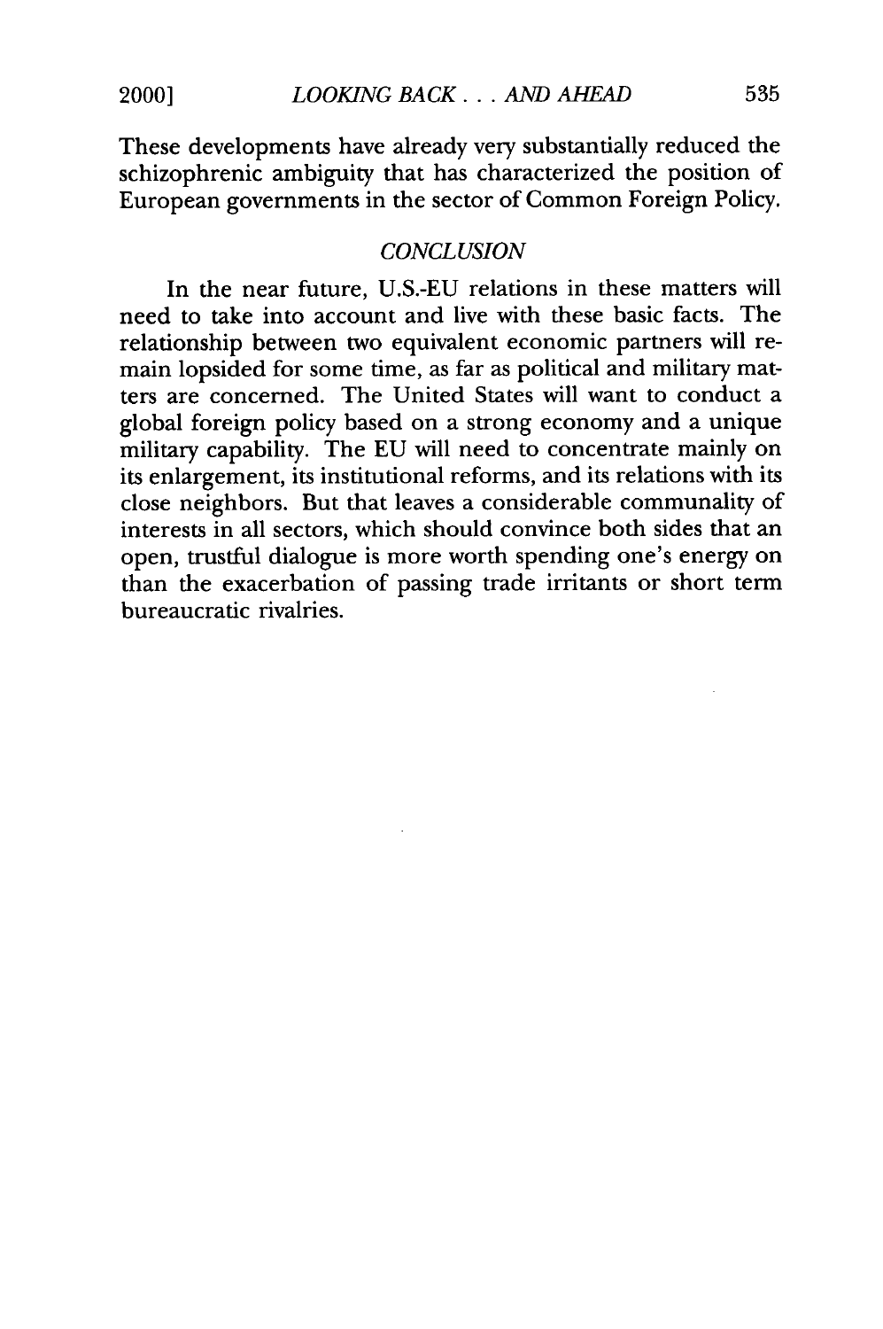These developments have already very substantially reduced the schizophrenic ambiguity that has characterized the position of European governments in the sector of Common Foreign Policy.

## *CONCLUSION*

In the near future, U.S.-EU relations in these matters will need to take into account and live with these basic facts. The relationship between two equivalent economic partners will remain lopsided for some time, as far as political and military matters are concerned. The United States will want to conduct a global foreign policy based on a strong economy and a unique military capability. The EU will need to concentrate mainly on its enlargement, its institutional reforms, and its relations with its close neighbors. But that leaves a considerable communality of interests in all sectors, which should convince both sides that an open, trustful dialogue is more worth spending one's energy on than the exacerbation of passing trade irritants or short term bureaucratic rivalries.